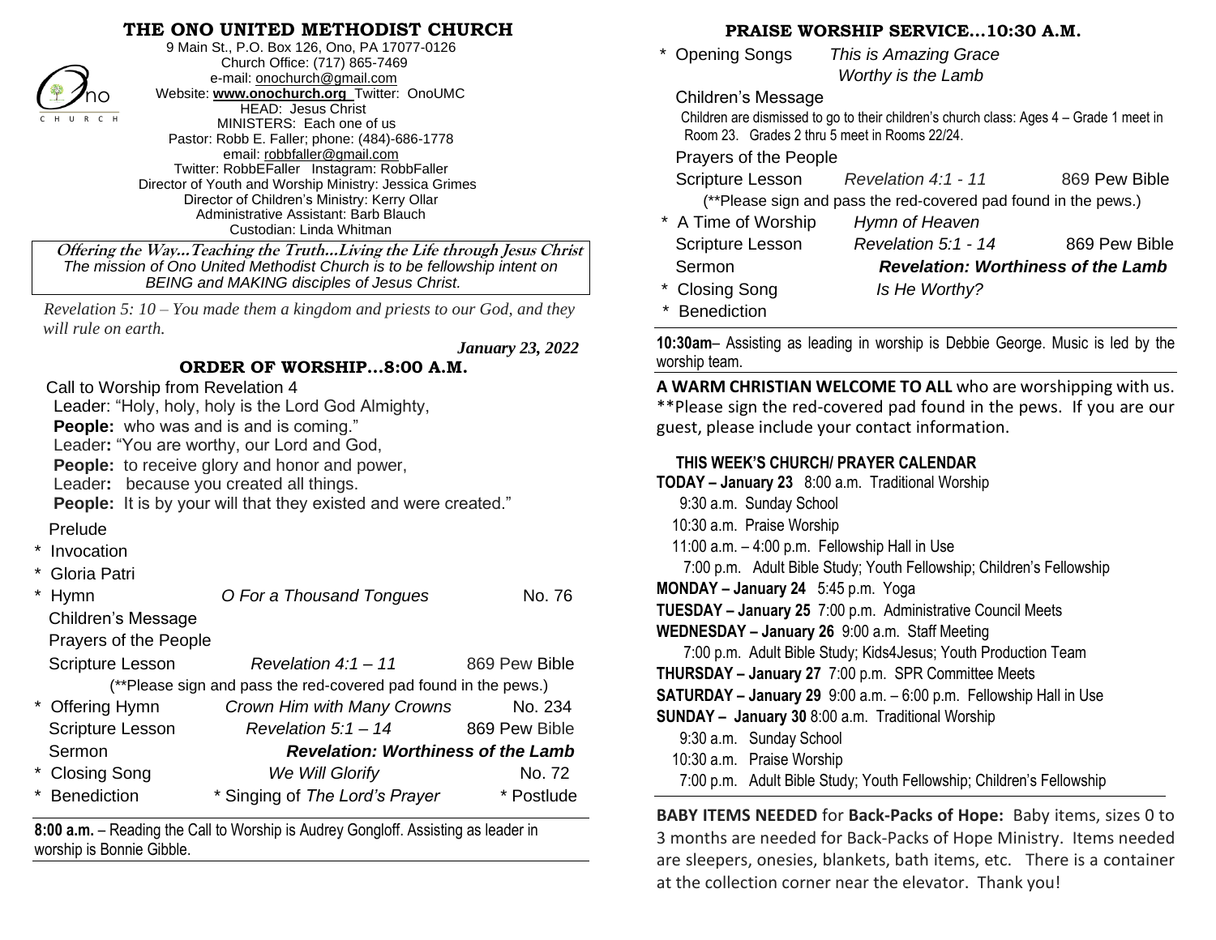# THE ONO UNITED METHODIST CHURCH

9 Main St., P.O. Box 126, Ono, PA 17077-0126
Church Office: (717) 865-7469
e-mail: onochurch@gmail.com
Website: **www.onochurch.org** Twitter: OnoUMC
HEAD: Jesus Christ
MINISTERS: Each one of us
Pastor: Robb E. Faller; phone: (484)-686-1778
email: robbfaller@gmail.com
Twitter: RobbEFaller Instagram: RobbFaller
Director of Youth and Worship Ministry: Jessica Grimes
Director of Children's Ministry: Kerry Ollar
Administrative Assistant: Barb Blauch
Custodian: Linda Whitman

**Offering the Way…Teaching the Truth…Living the Life through Jesus Christ**
*The mission of Ono United Methodist Church is to be fellowship intent on BEING and MAKING disciples of Jesus Christ.*

*Revelation 5: 10 – You made them a kingdom and priests to our God, and they will rule on earth.*

***January 23, 2022***

## ORDER OF WORSHIP…8:00 A.M.

Call to Worship from Revelation 4
Leader: "Holy, holy, holy is the Lord God Almighty,
**People:** who was and is and is coming."
Leader**:** "You are worthy, our Lord and God,
**People:** to receive glory and honor and power,
Leader**:** because you created all things.
**People:** It is by your will that they existed and were created."

Prelude
\* Invocation
\* Gloria Patri
\* Hymn — *O For a Thousand Tongues* — No. 76
Children's Message
Prayers of the People
Scripture Lesson — *Revelation 4:1 – 11* — 869 Pew Bible
(**Please sign and pass the red-covered pad found in the pews.)
\* Offering Hymn — *Crown Him with Many Crowns* — No. 234
Scripture Lesson — *Revelation 5:1 – 14* — 869 Pew Bible
Sermon — ***Revelation: Worthiness of the Lamb***
\* Closing Song — *We Will Glorify* — No. 72
\* Benediction — \* Singing of *The Lord's Prayer* — \* Postlude

**8:00 a.m.** – Reading the Call to Worship is Audrey Gongloff. Assisting as leader in worship is Bonnie Gibble.

## PRAISE WORSHIP SERVICE…10:30 A.M.

\* Opening Songs — *This is Amazing Grace*; *Worthy is the Lamb*
Children's Message
Children are dismissed to go to their children's church class: Ages 4 – Grade 1 meet in Room 23. Grades 2 thru 5 meet in Rooms 22/24.
Prayers of the People
Scripture Lesson — *Revelation 4:1 - 11* — 869 Pew Bible
(**Please sign and pass the red-covered pad found in the pews.)
\* A Time of Worship — *Hymn of Heaven*
Scripture Lesson — *Revelation 5:1 - 14* — 869 Pew Bible
Sermon — ***Revelation: Worthiness of the Lamb***
\* Closing Song — *Is He Worthy?*
\* Benediction

**10:30am**– Assisting as leading in worship is Debbie George. Music is led by the worship team.

**A WARM CHRISTIAN WELCOME TO ALL** who are worshipping with us. **Please sign the red-covered pad found in the pews. If you are our guest, please include your contact information.

### THIS WEEK'S CHURCH/ PRAYER CALENDAR

**TODAY – January 23** 8:00 a.m. Traditional Worship
9:30 a.m. Sunday School
10:30 a.m. Praise Worship
11:00 a.m. – 4:00 p.m. Fellowship Hall in Use
7:00 p.m. Adult Bible Study; Youth Fellowship; Children's Fellowship
**MONDAY – January 24** 5:45 p.m. Yoga
**TUESDAY – January 25** 7:00 p.m. Administrative Council Meets
**WEDNESDAY – January 26** 9:00 a.m. Staff Meeting
7:00 p.m. Adult Bible Study; Kids4Jesus; Youth Production Team
**THURSDAY – January 27** 7:00 p.m. SPR Committee Meets
**SATURDAY – January 29** 9:00 a.m. – 6:00 p.m. Fellowship Hall in Use
**SUNDAY – January 30** 8:00 a.m. Traditional Worship
9:30 a.m. Sunday School
10:30 a.m. Praise Worship
7:00 p.m. Adult Bible Study; Youth Fellowship; Children's Fellowship

**BABY ITEMS NEEDED** for **Back-Packs of Hope:** Baby items, sizes 0 to 3 months are needed for Back-Packs of Hope Ministry. Items needed are sleepers, onesies, blankets, bath items, etc. There is a container at the collection corner near the elevator. Thank you!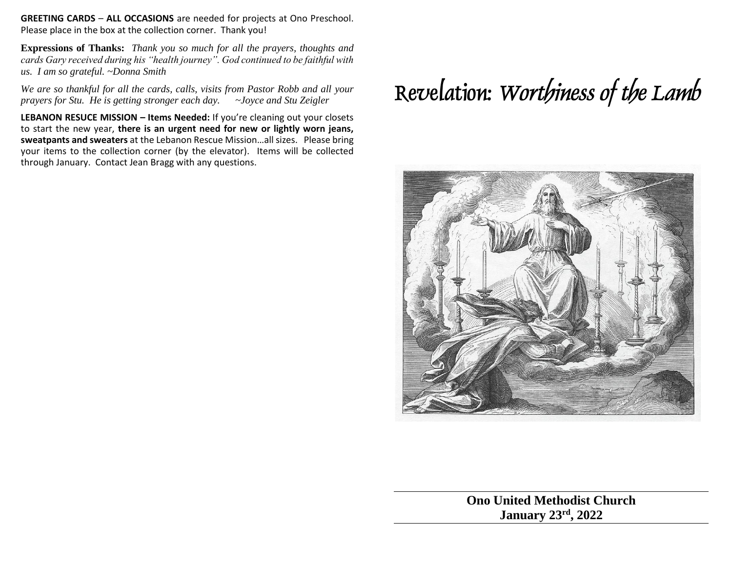**GREETING CARDS** – **ALL OCCASIONS** are needed for projects at Ono Preschool. Please place in the box at the collection corner. Thank you!

**Expressions of Thanks:** *Thank you so much for all the prayers, thoughts and cards Gary received during his "health journey". God continued to be faithful with us. I am so grateful. ~Donna Smith*

*We are so thankful for all the cards, calls, visits from Pastor Robb and all your prayers for Stu. He is getting stronger each day. ~Joyce and Stu Zeigler*

**LEBANON RESUCE MISSION – Items Needed:** If you're cleaning out your closets to start the new year, **there is an urgent need for new or lightly worn jeans, sweatpants and sweaters** at the Lebanon Rescue Mission…all sizes. Please bring your items to the collection corner (by the elevator). Items will be collected through January. Contact Jean Bragg with any questions.

# Revelation: Worthiness of the Lamb

**Ono United Methodist Church**
**January 23rd, 2022**